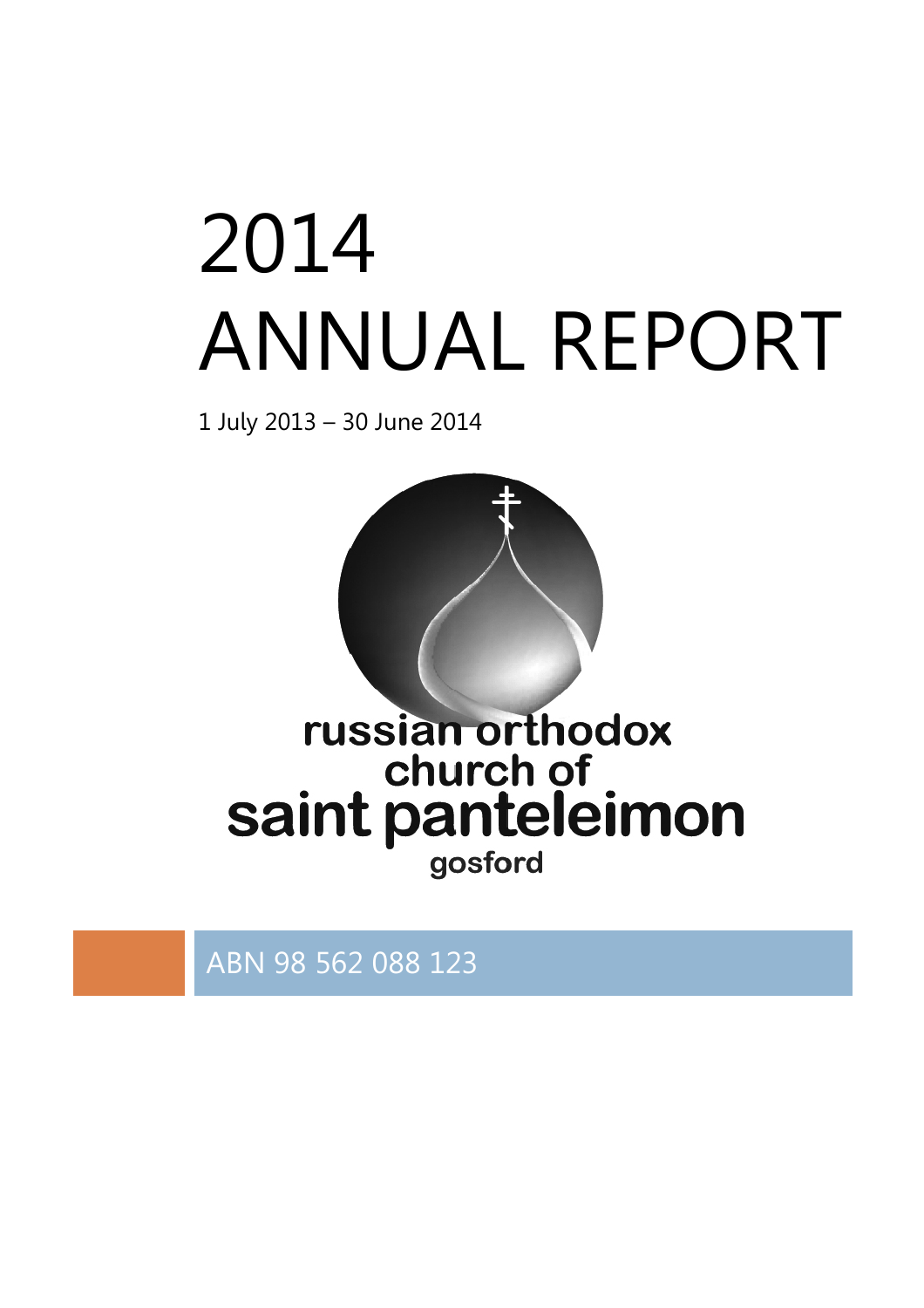# 2014 ANNUAL REPORT

1 July 2013 – 30 June 2014

russian orthodox church of saint panteleimon gosford

ABN 98 562 088 123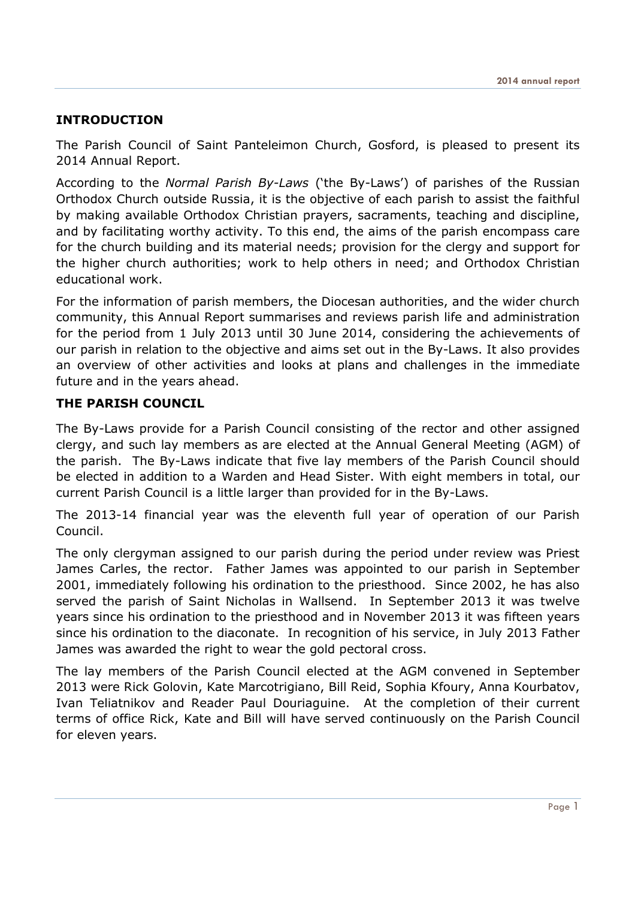## INTRODUCTION

The Parish Council of Saint Panteleimon Church, Gosford, is pleased to present its 2014 Annual Report.

According to the *Normal Parish By-Laws* ('the By-Laws') of parishes of the Russian Orthodox Church outside Russia, it is the objective of each parish to assist the faithful by making available Orthodox Christian prayers, sacraments, teaching and discipline, and by facilitating worthy activity. To this end, the aims of the parish encompass care for the church building and its material needs; provision for the clergy and support for the higher church authorities; work to help others in need; and Orthodox Christian educational work.

For the information of parish members, the Diocesan authorities, and the wider church community, this Annual Report summarises and reviews parish life and administration for the period from 1 July 2013 until 30 June 2014, considering the achievements of our parish in relation to the objective and aims set out in the By-Laws. It also provides an overview of other activities and looks at plans and challenges in the immediate future and in the years ahead.

## THE PARISH COUNCIL

The By-Laws provide for a Parish Council consisting of the rector and other assigned clergy, and such lay members as are elected at the Annual General Meeting (AGM) of the parish. The By-Laws indicate that five lay members of the Parish Council should be elected in addition to a Warden and Head Sister. With eight members in total, our current Parish Council is a little larger than provided for in the By-Laws.

The 2013-14 financial year was the eleventh full year of operation of our Parish Council.

The only clergyman assigned to our parish during the period under review was Priest James Carles, the rector. Father James was appointed to our parish in September 2001, immediately following his ordination to the priesthood. Since 2002, he has also served the parish of Saint Nicholas in Wallsend. In September 2013 it was twelve years since his ordination to the priesthood and in November 2013 it was fifteen years since his ordination to the diaconate. In recognition of his service, in July 2013 Father James was awarded the right to wear the gold pectoral cross.

The lay members of the Parish Council elected at the AGM convened in September 2013 were Rick Golovin, Kate Marcotrigiano, Bill Reid, Sophia Kfoury, Anna Kourbatov, Ivan Teliatnikov and Reader Paul Douriaguine. At the completion of their current terms of office Rick, Kate and Bill will have served continuously on the Parish Council for eleven years.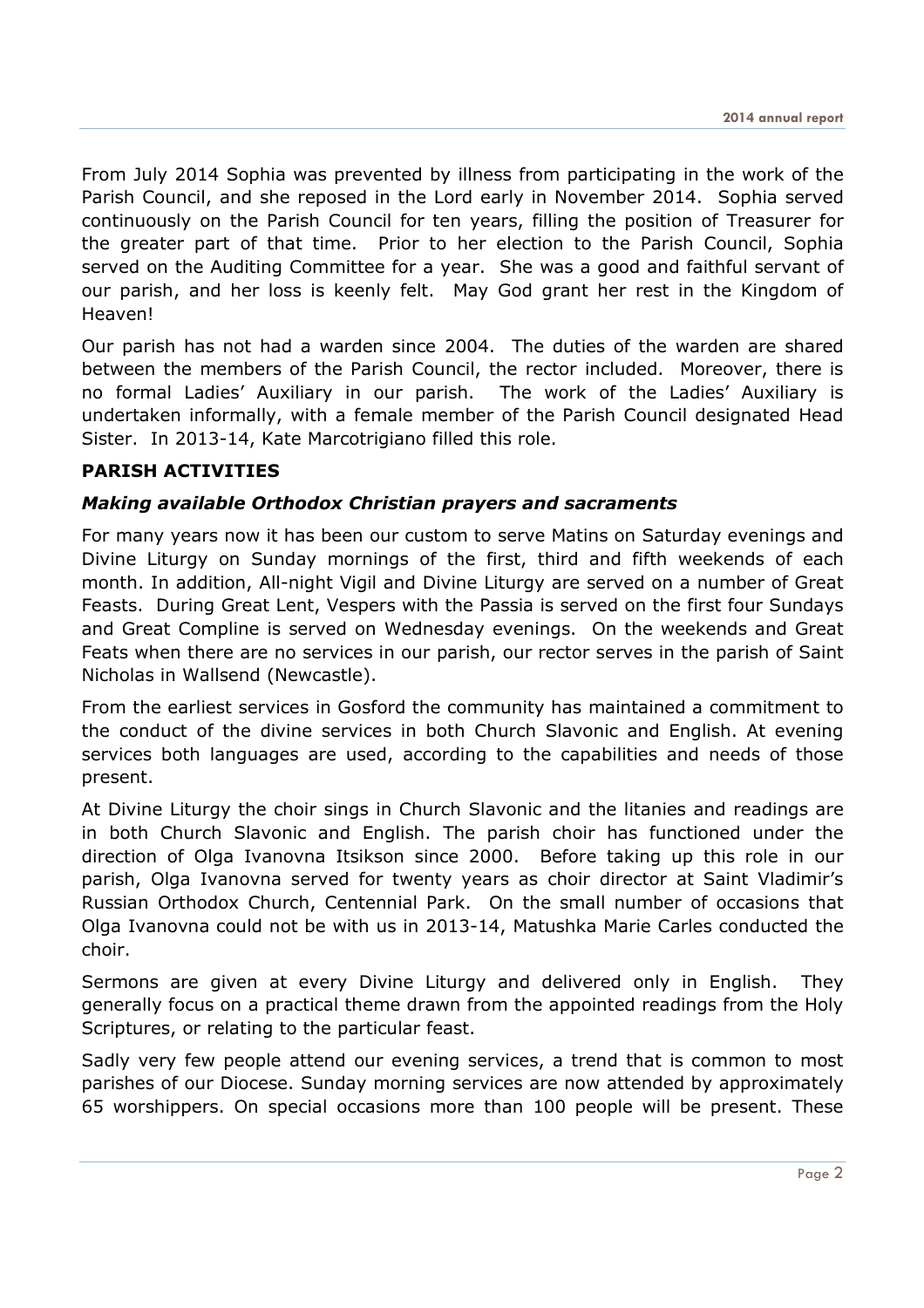From July 2014 Sophia was prevented by illness from participating in the work of the Parish Council, and she reposed in the Lord early in November 2014. Sophia served continuously on the Parish Council for ten years, filling the position of Treasurer for the greater part of that time. Prior to her election to the Parish Council, Sophia served on the Auditing Committee for a year. She was a good and faithful servant of our parish, and her loss is keenly felt. May God grant her rest in the Kingdom of Heaven!

Our parish has not had a warden since 2004. The duties of the warden are shared between the members of the Parish Council, the rector included. Moreover, there is no formal Ladies' Auxiliary in our parish. The work of the Ladies' Auxiliary is undertaken informally, with a female member of the Parish Council designated Head Sister. In 2013-14, Kate Marcotrigiano filled this role.

## PARISH ACTIVITIES

### *Making available Orthodox Christian prayers and sacraments*

For many years now it has been our custom to serve Matins on Saturday evenings and Divine Liturgy on Sunday mornings of the first, third and fifth weekends of each month. In addition, All-night Vigil and Divine Liturgy are served on a number of Great Feasts. During Great Lent, Vespers with the Passia is served on the first four Sundays and Great Compline is served on Wednesday evenings. On the weekends and Great Feats when there are no services in our parish, our rector serves in the parish of Saint Nicholas in Wallsend (Newcastle).

From the earliest services in Gosford the community has maintained a commitment to the conduct of the divine services in both Church Slavonic and English. At evening services both languages are used, according to the capabilities and needs of those present.

At Divine Liturgy the choir sings in Church Slavonic and the litanies and readings are in both Church Slavonic and English. The parish choir has functioned under the direction of Olga Ivanovna Itsikson since 2000. Before taking up this role in our parish, Olga Ivanovna served for twenty years as choir director at Saint Vladimir's Russian Orthodox Church, Centennial Park. On the small number of occasions that Olga Ivanovna could not be with us in 2013-14, Matushka Marie Carles conducted the choir.

Sermons are given at every Divine Liturgy and delivered only in English. They generally focus on a practical theme drawn from the appointed readings from the Holy Scriptures, or relating to the particular feast.

Sadly very few people attend our evening services, a trend that is common to most parishes of our Diocese. Sunday morning services are now attended by approximately 65 worshippers. On special occasions more than 100 people will be present. These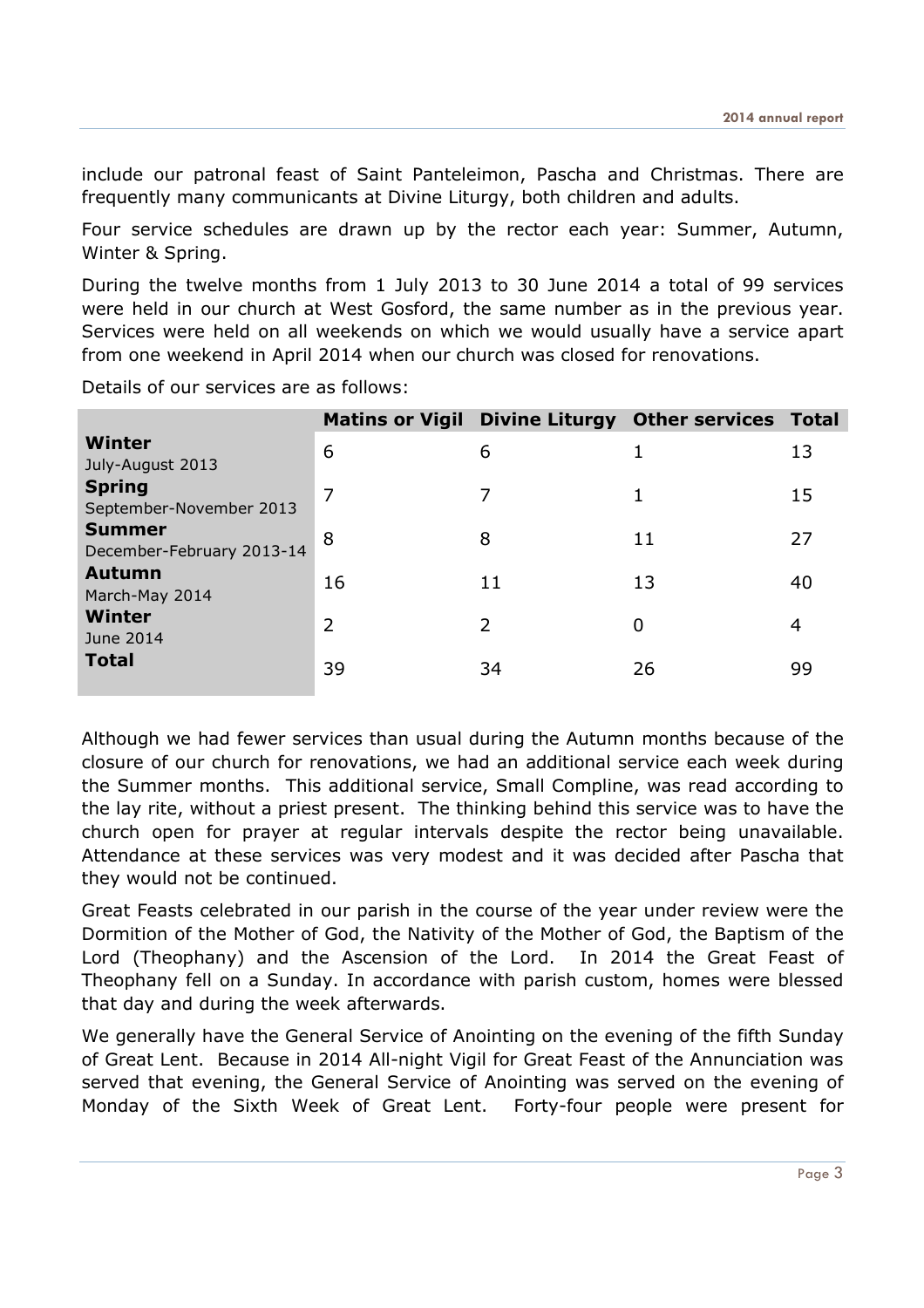include our patronal feast of Saint Panteleimon, Pascha and Christmas. There are frequently many communicants at Divine Liturgy, both children and adults.

Four service schedules are drawn up by the rector each year: Summer, Autumn, Winter & Spring.

During the twelve months from 1 July 2013 to 30 June 2014 a total of 99 services were held in our church at West Gosford, the same number as in the previous year. Services were held on all weekends on which we would usually have a service apart from one weekend in April 2014 when our church was closed for renovations.

Details of our services are as follows:

| | Matins or Vigil | Divine Liturgy | Other services | Total |
|---|---|---|---|---|
| **Winter** July-August 2013 | 6 | 6 | 1 | 13 |
| **Spring** September-November 2013 | 7 | 7 | 1 | 15 |
| **Summer** December-February 2013-14 | 8 | 8 | 11 | 27 |
| **Autumn** March-May 2014 | 16 | 11 | 13 | 40 |
| **Winter** June 2014 | 2 | 2 | 0 | 4 |
| **Total** | 39 | 34 | 26 | 99 |

Although we had fewer services than usual during the Autumn months because of the closure of our church for renovations, we had an additional service each week during the Summer months. This additional service, Small Compline, was read according to the lay rite, without a priest present. The thinking behind this service was to have the church open for prayer at regular intervals despite the rector being unavailable. Attendance at these services was very modest and it was decided after Pascha that they would not be continued.

Great Feasts celebrated in our parish in the course of the year under review were the Dormition of the Mother of God, the Nativity of the Mother of God, the Baptism of the Lord (Theophany) and the Ascension of the Lord. In 2014 the Great Feast of Theophany fell on a Sunday. In accordance with parish custom, homes were blessed that day and during the week afterwards.

We generally have the General Service of Anointing on the evening of the fifth Sunday of Great Lent. Because in 2014 All-night Vigil for Great Feast of the Annunciation was served that evening, the General Service of Anointing was served on the evening of Monday of the Sixth Week of Great Lent. Forty-four people were present for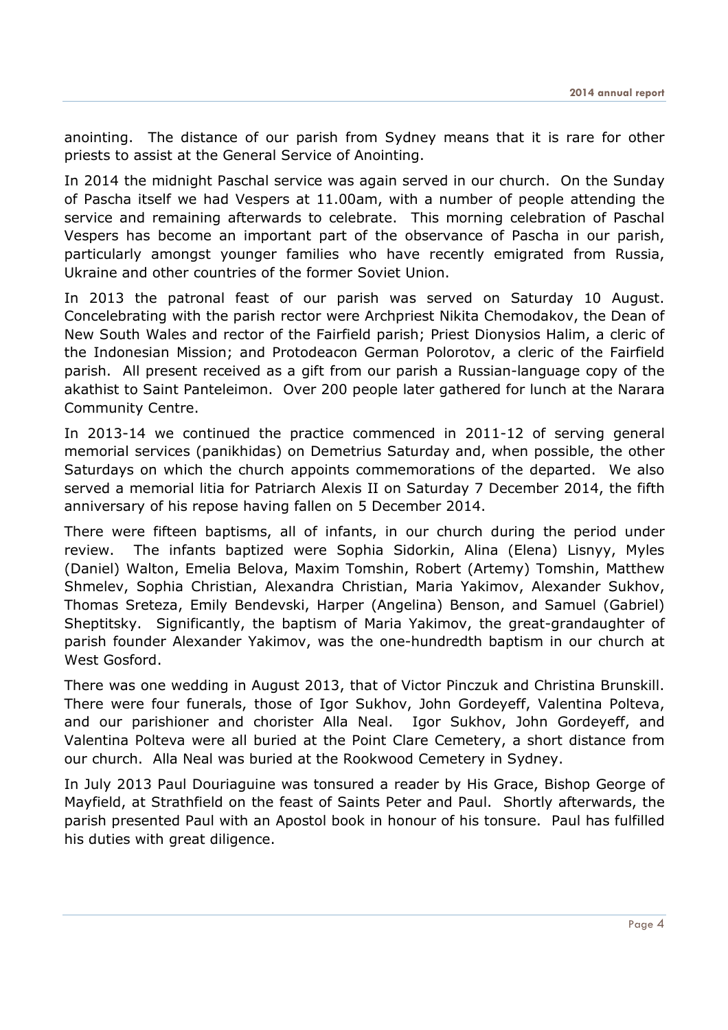anointing. The distance of our parish from Sydney means that it is rare for other priests to assist at the General Service of Anointing.

In 2014 the midnight Paschal service was again served in our church. On the Sunday of Pascha itself we had Vespers at 11.00am, with a number of people attending the service and remaining afterwards to celebrate. This morning celebration of Paschal Vespers has become an important part of the observance of Pascha in our parish, particularly amongst younger families who have recently emigrated from Russia, Ukraine and other countries of the former Soviet Union.

In 2013 the patronal feast of our parish was served on Saturday 10 August. Concelebrating with the parish rector were Archpriest Nikita Chemodakov, the Dean of New South Wales and rector of the Fairfield parish; Priest Dionysios Halim, a cleric of the Indonesian Mission; and Protodeacon German Polorotov, a cleric of the Fairfield parish. All present received as a gift from our parish a Russian-language copy of the akathist to Saint Panteleimon. Over 200 people later gathered for lunch at the Narara Community Centre.

In 2013-14 we continued the practice commenced in 2011-12 of serving general memorial services (panikhidas) on Demetrius Saturday and, when possible, the other Saturdays on which the church appoints commemorations of the departed. We also served a memorial litia for Patriarch Alexis II on Saturday 7 December 2014, the fifth anniversary of his repose having fallen on 5 December 2014.

There were fifteen baptisms, all of infants, in our church during the period under review. The infants baptized were Sophia Sidorkin, Alina (Elena) Lisnyy, Myles (Daniel) Walton, Emelia Belova, Maxim Tomshin, Robert (Artemy) Tomshin, Matthew Shmelev, Sophia Christian, Alexandra Christian, Maria Yakimov, Alexander Sukhov, Thomas Sreteza, Emily Bendevski, Harper (Angelina) Benson, and Samuel (Gabriel) Sheptitsky. Significantly, the baptism of Maria Yakimov, the great-grandaughter of parish founder Alexander Yakimov, was the one-hundredth baptism in our church at West Gosford.

There was one wedding in August 2013, that of Victor Pinczuk and Christina Brunskill. There were four funerals, those of Igor Sukhov, John Gordeyeff, Valentina Polteva, and our parishioner and chorister Alla Neal. Igor Sukhov, John Gordeyeff, and Valentina Polteva were all buried at the Point Clare Cemetery, a short distance from our church. Alla Neal was buried at the Rookwood Cemetery in Sydney.

In July 2013 Paul Douriaguine was tonsured a reader by His Grace, Bishop George of Mayfield, at Strathfield on the feast of Saints Peter and Paul. Shortly afterwards, the parish presented Paul with an Apostol book in honour of his tonsure. Paul has fulfilled his duties with great diligence.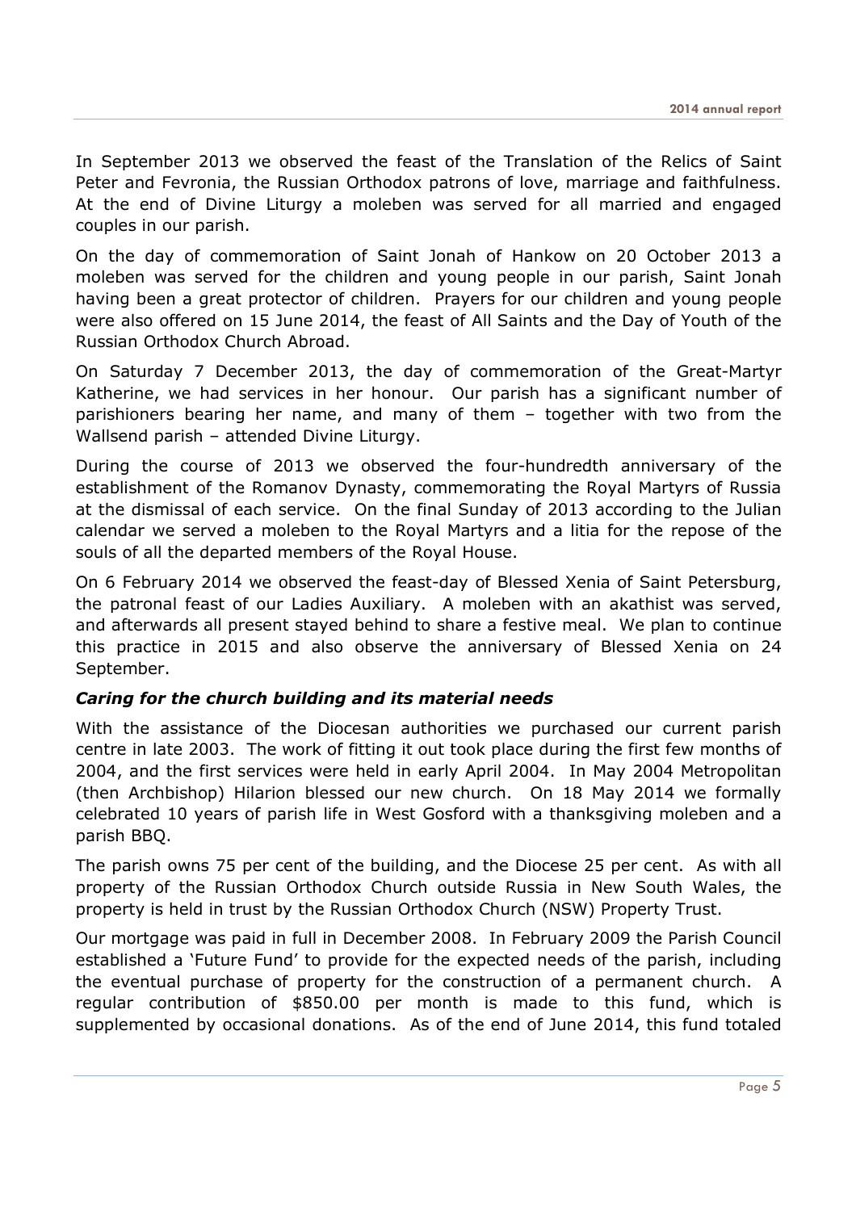In September 2013 we observed the feast of the Translation of the Relics of Saint Peter and Fevronia, the Russian Orthodox patrons of love, marriage and faithfulness. At the end of Divine Liturgy a moleben was served for all married and engaged couples in our parish.

On the day of commemoration of Saint Jonah of Hankow on 20 October 2013 a moleben was served for the children and young people in our parish, Saint Jonah having been a great protector of children. Prayers for our children and young people were also offered on 15 June 2014, the feast of All Saints and the Day of Youth of the Russian Orthodox Church Abroad.

On Saturday 7 December 2013, the day of commemoration of the Great-Martyr Katherine, we had services in her honour. Our parish has a significant number of parishioners bearing her name, and many of them – together with two from the Wallsend parish – attended Divine Liturgy.

During the course of 2013 we observed the four-hundredth anniversary of the establishment of the Romanov Dynasty, commemorating the Royal Martyrs of Russia at the dismissal of each service. On the final Sunday of 2013 according to the Julian calendar we served a moleben to the Royal Martyrs and a litia for the repose of the souls of all the departed members of the Royal House.

On 6 February 2014 we observed the feast-day of Blessed Xenia of Saint Petersburg, the patronal feast of our Ladies Auxiliary. A moleben with an akathist was served, and afterwards all present stayed behind to share a festive meal. We plan to continue this practice in 2015 and also observe the anniversary of Blessed Xenia on 24 September.

### *Caring for the church building and its material needs*

With the assistance of the Diocesan authorities we purchased our current parish centre in late 2003. The work of fitting it out took place during the first few months of 2004, and the first services were held in early April 2004. In May 2004 Metropolitan (then Archbishop) Hilarion blessed our new church. On 18 May 2014 we formally celebrated 10 years of parish life in West Gosford with a thanksgiving moleben and a parish BBQ.

The parish owns 75 per cent of the building, and the Diocese 25 per cent. As with all property of the Russian Orthodox Church outside Russia in New South Wales, the property is held in trust by the Russian Orthodox Church (NSW) Property Trust.

Our mortgage was paid in full in December 2008. In February 2009 the Parish Council established a 'Future Fund' to provide for the expected needs of the parish, including the eventual purchase of property for the construction of a permanent church. A regular contribution of $850.00 per month is made to this fund, which is supplemented by occasional donations. As of the end of June 2014, this fund totaled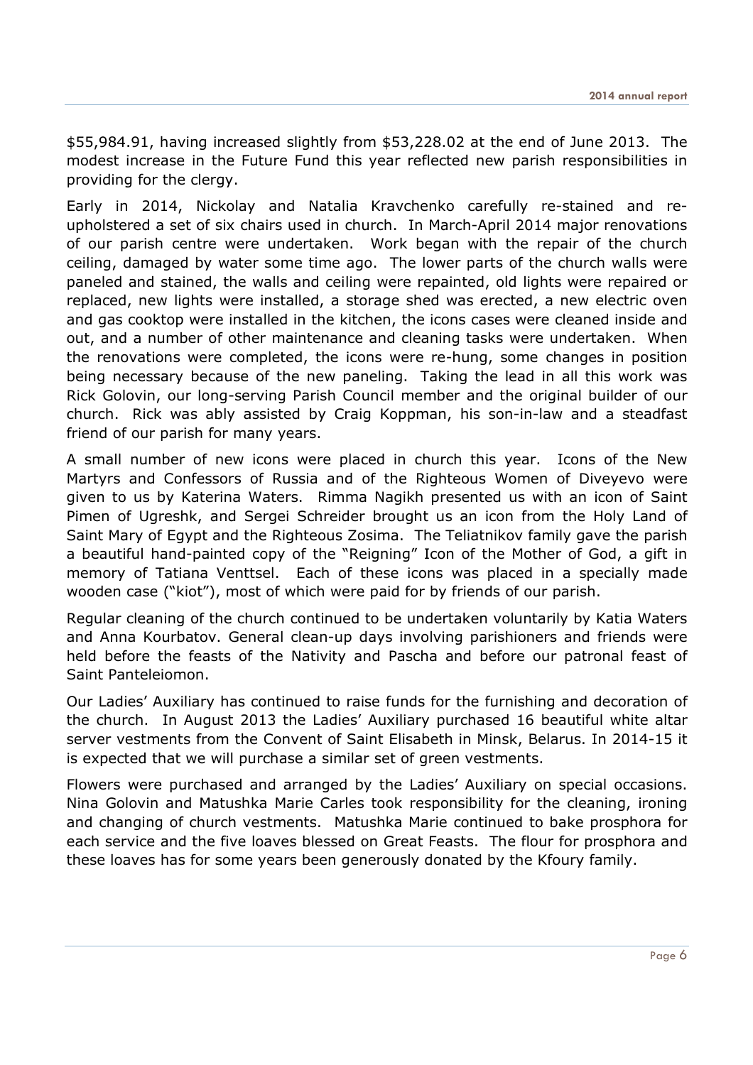$55,984.91, having increased slightly from $53,228.02 at the end of June 2013. The modest increase in the Future Fund this year reflected new parish responsibilities in providing for the clergy.

Early in 2014, Nickolay and Natalia Kravchenko carefully re-stained and re-upholstered a set of six chairs used in church. In March-April 2014 major renovations of our parish centre were undertaken. Work began with the repair of the church ceiling, damaged by water some time ago. The lower parts of the church walls were paneled and stained, the walls and ceiling were repainted, old lights were repaired or replaced, new lights were installed, a storage shed was erected, a new electric oven and gas cooktop were installed in the kitchen, the icons cases were cleaned inside and out, and a number of other maintenance and cleaning tasks were undertaken. When the renovations were completed, the icons were re-hung, some changes in position being necessary because of the new paneling. Taking the lead in all this work was Rick Golovin, our long-serving Parish Council member and the original builder of our church. Rick was ably assisted by Craig Koppman, his son-in-law and a steadfast friend of our parish for many years.

A small number of new icons were placed in church this year. Icons of the New Martyrs and Confessors of Russia and of the Righteous Women of Diveyevo were given to us by Katerina Waters. Rimma Nagikh presented us with an icon of Saint Pimen of Ugreshk, and Sergei Schreider brought us an icon from the Holy Land of Saint Mary of Egypt and the Righteous Zosima. The Teliatnikov family gave the parish a beautiful hand-painted copy of the "Reigning" Icon of the Mother of God, a gift in memory of Tatiana Venttsel. Each of these icons was placed in a specially made wooden case ("kiot"), most of which were paid for by friends of our parish.

Regular cleaning of the church continued to be undertaken voluntarily by Katia Waters and Anna Kourbatov. General clean-up days involving parishioners and friends were held before the feasts of the Nativity and Pascha and before our patronal feast of Saint Panteleiomon.

Our Ladies' Auxiliary has continued to raise funds for the furnishing and decoration of the church. In August 2013 the Ladies' Auxiliary purchased 16 beautiful white altar server vestments from the Convent of Saint Elisabeth in Minsk, Belarus. In 2014-15 it is expected that we will purchase a similar set of green vestments.

Flowers were purchased and arranged by the Ladies' Auxiliary on special occasions. Nina Golovin and Matushka Marie Carles took responsibility for the cleaning, ironing and changing of church vestments. Matushka Marie continued to bake prosphora for each service and the five loaves blessed on Great Feasts. The flour for prosphora and these loaves has for some years been generously donated by the Kfoury family.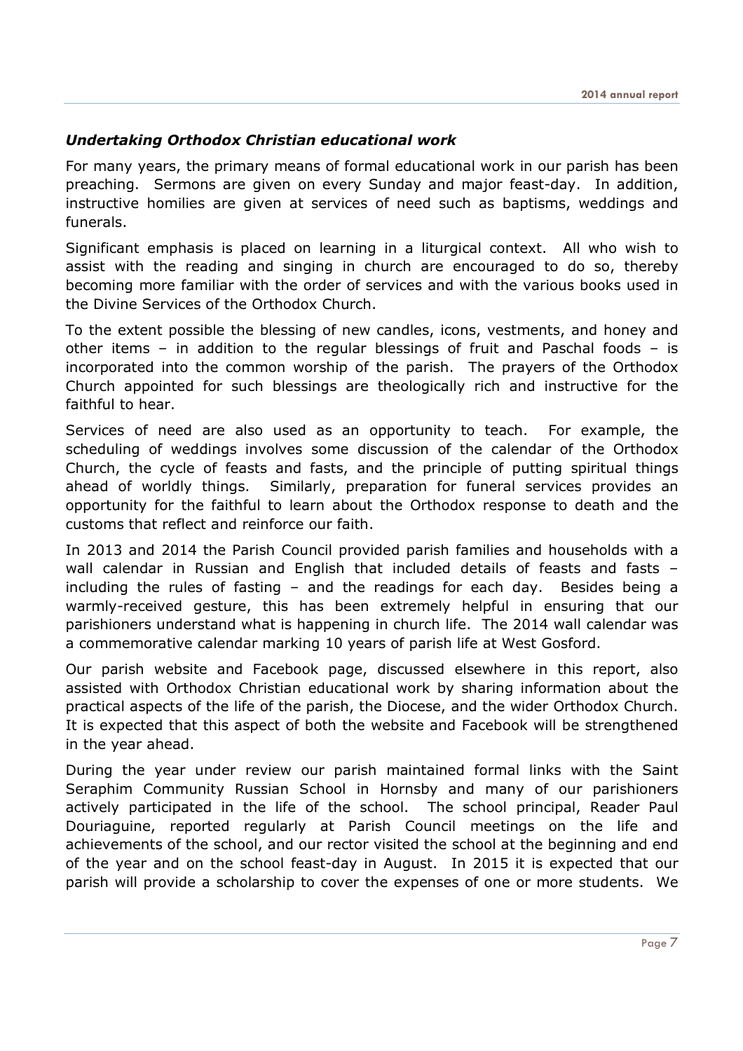### *Undertaking Orthodox Christian educational work*

For many years, the primary means of formal educational work in our parish has been preaching. Sermons are given on every Sunday and major feast-day. In addition, instructive homilies are given at services of need such as baptisms, weddings and funerals.

Significant emphasis is placed on learning in a liturgical context. All who wish to assist with the reading and singing in church are encouraged to do so, thereby becoming more familiar with the order of services and with the various books used in the Divine Services of the Orthodox Church.

To the extent possible the blessing of new candles, icons, vestments, and honey and other items – in addition to the regular blessings of fruit and Paschal foods – is incorporated into the common worship of the parish. The prayers of the Orthodox Church appointed for such blessings are theologically rich and instructive for the faithful to hear.

Services of need are also used as an opportunity to teach. For example, the scheduling of weddings involves some discussion of the calendar of the Orthodox Church, the cycle of feasts and fasts, and the principle of putting spiritual things ahead of worldly things. Similarly, preparation for funeral services provides an opportunity for the faithful to learn about the Orthodox response to death and the customs that reflect and reinforce our faith.

In 2013 and 2014 the Parish Council provided parish families and households with a wall calendar in Russian and English that included details of feasts and fasts – including the rules of fasting – and the readings for each day. Besides being a warmly-received gesture, this has been extremely helpful in ensuring that our parishioners understand what is happening in church life. The 2014 wall calendar was a commemorative calendar marking 10 years of parish life at West Gosford.

Our parish website and Facebook page, discussed elsewhere in this report, also assisted with Orthodox Christian educational work by sharing information about the practical aspects of the life of the parish, the Diocese, and the wider Orthodox Church. It is expected that this aspect of both the website and Facebook will be strengthened in the year ahead.

During the year under review our parish maintained formal links with the Saint Seraphim Community Russian School in Hornsby and many of our parishioners actively participated in the life of the school. The school principal, Reader Paul Douriaguine, reported regularly at Parish Council meetings on the life and achievements of the school, and our rector visited the school at the beginning and end of the year and on the school feast-day in August. In 2015 it is expected that our parish will provide a scholarship to cover the expenses of one or more students. We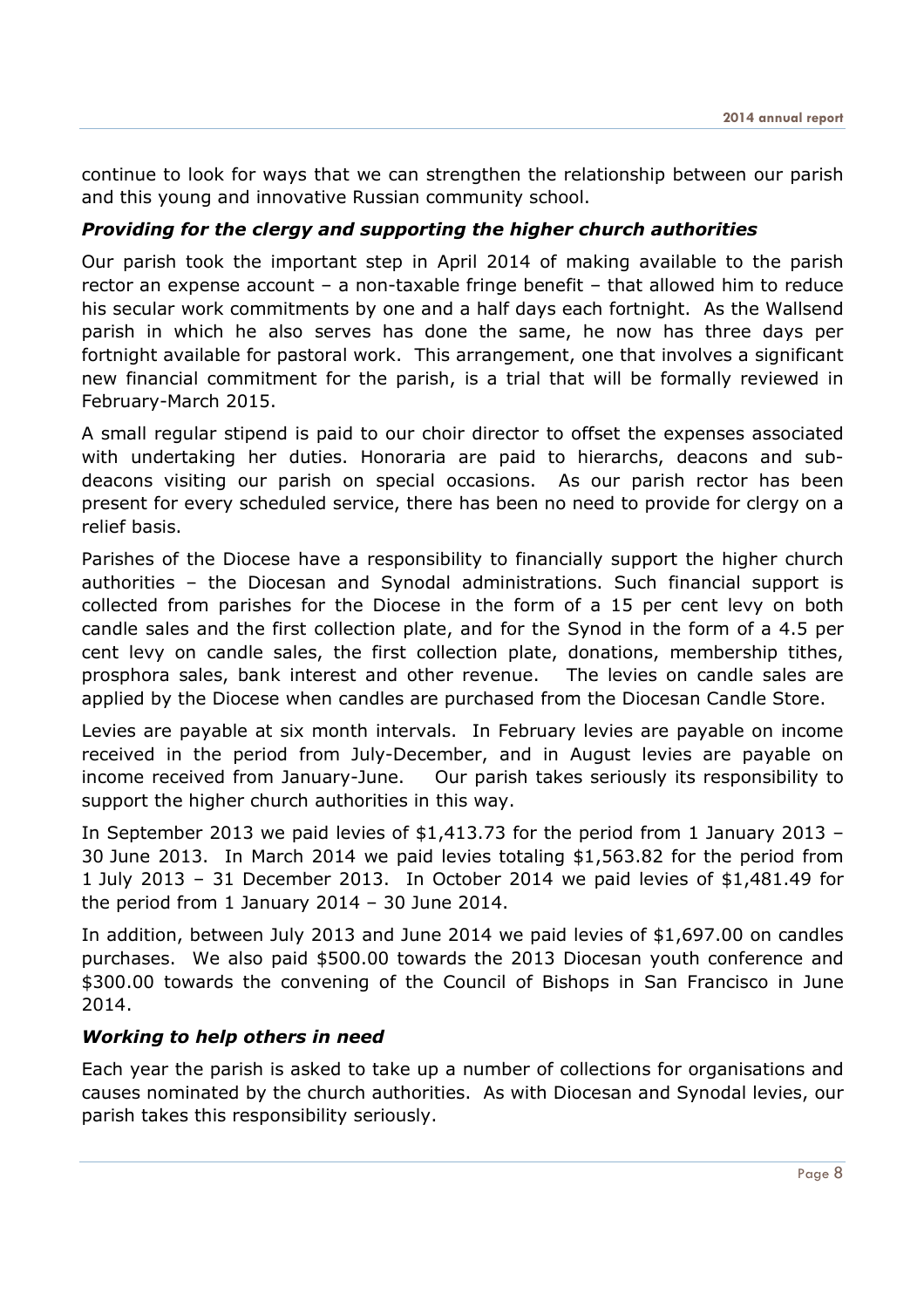continue to look for ways that we can strengthen the relationship between our parish and this young and innovative Russian community school.

### *Providing for the clergy and supporting the higher church authorities*

Our parish took the important step in April 2014 of making available to the parish rector an expense account – a non-taxable fringe benefit – that allowed him to reduce his secular work commitments by one and a half days each fortnight. As the Wallsend parish in which he also serves has done the same, he now has three days per fortnight available for pastoral work. This arrangement, one that involves a significant new financial commitment for the parish, is a trial that will be formally reviewed in February-March 2015.

A small regular stipend is paid to our choir director to offset the expenses associated with undertaking her duties. Honoraria are paid to hierarchs, deacons and sub-deacons visiting our parish on special occasions. As our parish rector has been present for every scheduled service, there has been no need to provide for clergy on a relief basis.

Parishes of the Diocese have a responsibility to financially support the higher church authorities – the Diocesan and Synodal administrations. Such financial support is collected from parishes for the Diocese in the form of a 15 per cent levy on both candle sales and the first collection plate, and for the Synod in the form of a 4.5 per cent levy on candle sales, the first collection plate, donations, membership tithes, prosphora sales, bank interest and other revenue. The levies on candle sales are applied by the Diocese when candles are purchased from the Diocesan Candle Store.

Levies are payable at six month intervals. In February levies are payable on income received in the period from July-December, and in August levies are payable on income received from January-June. Our parish takes seriously its responsibility to support the higher church authorities in this way.

In September 2013 we paid levies of $1,413.73 for the period from 1 January 2013 – 30 June 2013. In March 2014 we paid levies totaling $1,563.82 for the period from 1 July 2013 – 31 December 2013. In October 2014 we paid levies of $1,481.49 for the period from 1 January 2014 – 30 June 2014.

In addition, between July 2013 and June 2014 we paid levies of $1,697.00 on candles purchases. We also paid $500.00 towards the 2013 Diocesan youth conference and $300.00 towards the convening of the Council of Bishops in San Francisco in June 2014.

### *Working to help others in need*

Each year the parish is asked to take up a number of collections for organisations and causes nominated by the church authorities. As with Diocesan and Synodal levies, our parish takes this responsibility seriously.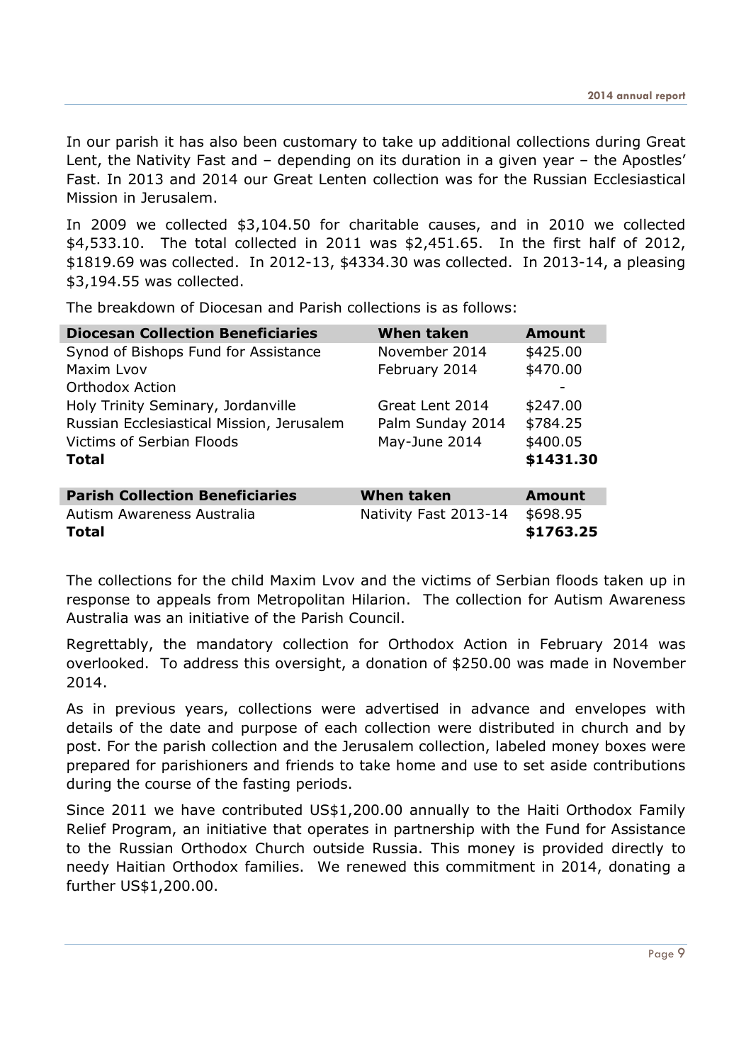In our parish it has also been customary to take up additional collections during Great Lent, the Nativity Fast and – depending on its duration in a given year – the Apostles' Fast. In 2013 and 2014 our Great Lenten collection was for the Russian Ecclesiastical Mission in Jerusalem.

In 2009 we collected $3,104.50 for charitable causes, and in 2010 we collected $4,533.10. The total collected in 2011 was $2,451.65. In the first half of 2012, $1819.69 was collected. In 2012-13, $4334.30 was collected. In 2013-14, a pleasing $3,194.55 was collected.

The breakdown of Diocesan and Parish collections is as follows:

| Diocesan Collection Beneficiaries | When taken | Amount |
|---|---|---|
| Synod of Bishops Fund for Assistance | November 2014 | $425.00 |
| Maxim Lvov | February 2014 | $470.00 |
| Orthodox Action | | - |
| Holy Trinity Seminary, Jordanville | Great Lent 2014 | $247.00 |
| Russian Ecclesiastical Mission, Jerusalem | Palm Sunday 2014 | $784.25 |
| Victims of Serbian Floods | May-June 2014 | $400.05 |
| **Total** | | **$1431.30** |

| Parish Collection Beneficiaries | When taken | Amount |
|---|---|---|
| Autism Awareness Australia | Nativity Fast 2013-14 | $698.95 |
| **Total** | | **$1763.25** |

The collections for the child Maxim Lvov and the victims of Serbian floods taken up in response to appeals from Metropolitan Hilarion. The collection for Autism Awareness Australia was an initiative of the Parish Council.

Regrettably, the mandatory collection for Orthodox Action in February 2014 was overlooked. To address this oversight, a donation of $250.00 was made in November 2014.

As in previous years, collections were advertised in advance and envelopes with details of the date and purpose of each collection were distributed in church and by post. For the parish collection and the Jerusalem collection, labeled money boxes were prepared for parishioners and friends to take home and use to set aside contributions during the course of the fasting periods.

Since 2011 we have contributed US$1,200.00 annually to the Haiti Orthodox Family Relief Program, an initiative that operates in partnership with the Fund for Assistance to the Russian Orthodox Church outside Russia. This money is provided directly to needy Haitian Orthodox families. We renewed this commitment in 2014, donating a further US$1,200.00.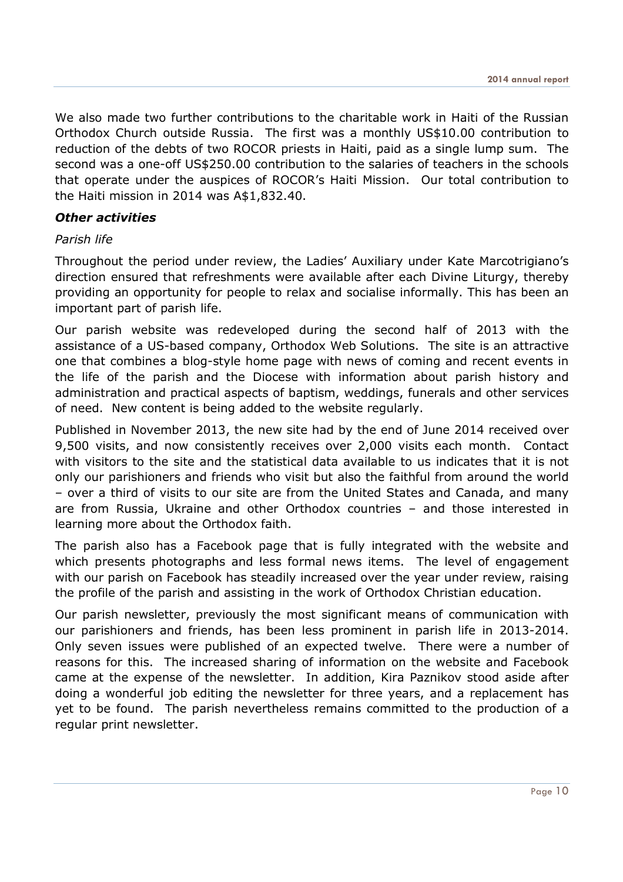We also made two further contributions to the charitable work in Haiti of the Russian Orthodox Church outside Russia. The first was a monthly US$10.00 contribution to reduction of the debts of two ROCOR priests in Haiti, paid as a single lump sum. The second was a one-off US$250.00 contribution to the salaries of teachers in the schools that operate under the auspices of ROCOR's Haiti Mission. Our total contribution to the Haiti mission in 2014 was A$1,832.40.

### *Other activities*

*Parish life*

Throughout the period under review, the Ladies' Auxiliary under Kate Marcotrigiano's direction ensured that refreshments were available after each Divine Liturgy, thereby providing an opportunity for people to relax and socialise informally. This has been an important part of parish life.

Our parish website was redeveloped during the second half of 2013 with the assistance of a US-based company, Orthodox Web Solutions. The site is an attractive one that combines a blog-style home page with news of coming and recent events in the life of the parish and the Diocese with information about parish history and administration and practical aspects of baptism, weddings, funerals and other services of need. New content is being added to the website regularly.

Published in November 2013, the new site had by the end of June 2014 received over 9,500 visits, and now consistently receives over 2,000 visits each month. Contact with visitors to the site and the statistical data available to us indicates that it is not only our parishioners and friends who visit but also the faithful from around the world – over a third of visits to our site are from the United States and Canada, and many are from Russia, Ukraine and other Orthodox countries – and those interested in learning more about the Orthodox faith.

The parish also has a Facebook page that is fully integrated with the website and which presents photographs and less formal news items. The level of engagement with our parish on Facebook has steadily increased over the year under review, raising the profile of the parish and assisting in the work of Orthodox Christian education.

Our parish newsletter, previously the most significant means of communication with our parishioners and friends, has been less prominent in parish life in 2013-2014. Only seven issues were published of an expected twelve. There were a number of reasons for this. The increased sharing of information on the website and Facebook came at the expense of the newsletter. In addition, Kira Paznikov stood aside after doing a wonderful job editing the newsletter for three years, and a replacement has yet to be found. The parish nevertheless remains committed to the production of a regular print newsletter.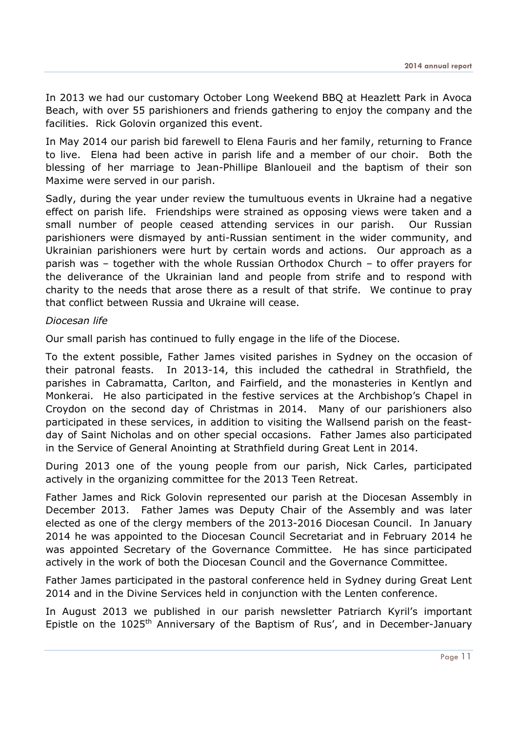In 2013 we had our customary October Long Weekend BBQ at Heazlett Park in Avoca Beach, with over 55 parishioners and friends gathering to enjoy the company and the facilities. Rick Golovin organized this event.

In May 2014 our parish bid farewell to Elena Fauris and her family, returning to France to live. Elena had been active in parish life and a member of our choir. Both the blessing of her marriage to Jean-Phillipe Blanloueil and the baptism of their son Maxime were served in our parish.

Sadly, during the year under review the tumultuous events in Ukraine had a negative effect on parish life. Friendships were strained as opposing views were taken and a small number of people ceased attending services in our parish. Our Russian parishioners were dismayed by anti-Russian sentiment in the wider community, and Ukrainian parishioners were hurt by certain words and actions. Our approach as a parish was – together with the whole Russian Orthodox Church – to offer prayers for the deliverance of the Ukrainian land and people from strife and to respond with charity to the needs that arose there as a result of that strife. We continue to pray that conflict between Russia and Ukraine will cease.

*Diocesan life*

Our small parish has continued to fully engage in the life of the Diocese.

To the extent possible, Father James visited parishes in Sydney on the occasion of their patronal feasts. In 2013-14, this included the cathedral in Strathfield, the parishes in Cabramatta, Carlton, and Fairfield, and the monasteries in Kentlyn and Monkerai. He also participated in the festive services at the Archbishop's Chapel in Croydon on the second day of Christmas in 2014. Many of our parishioners also participated in these services, in addition to visiting the Wallsend parish on the feast-day of Saint Nicholas and on other special occasions. Father James also participated in the Service of General Anointing at Strathfield during Great Lent in 2014.

During 2013 one of the young people from our parish, Nick Carles, participated actively in the organizing committee for the 2013 Teen Retreat.

Father James and Rick Golovin represented our parish at the Diocesan Assembly in December 2013. Father James was Deputy Chair of the Assembly and was later elected as one of the clergy members of the 2013-2016 Diocesan Council. In January 2014 he was appointed to the Diocesan Council Secretariat and in February 2014 he was appointed Secretary of the Governance Committee. He has since participated actively in the work of both the Diocesan Council and the Governance Committee.

Father James participated in the pastoral conference held in Sydney during Great Lent 2014 and in the Divine Services held in conjunction with the Lenten conference.

In August 2013 we published in our parish newsletter Patriarch Kyril's important Epistle on the 1025th Anniversary of the Baptism of Rus', and in December-January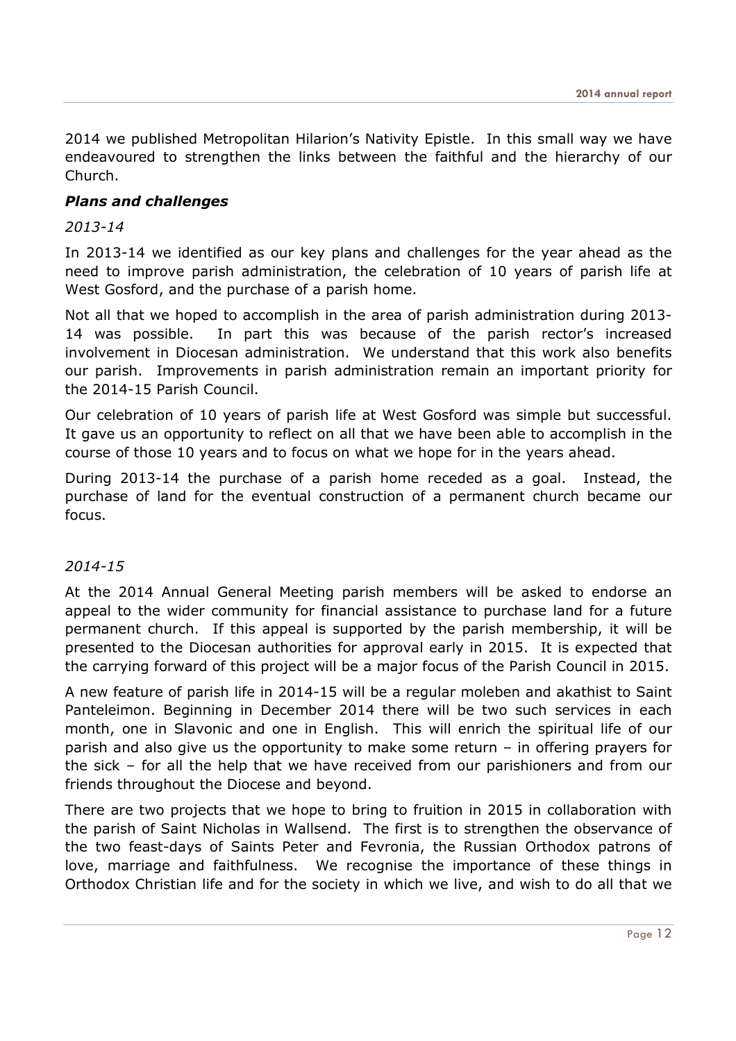2014 we published Metropolitan Hilarion's Nativity Epistle. In this small way we have endeavoured to strengthen the links between the faithful and the hierarchy of our Church.

### *Plans and challenges*

*2013-14*

In 2013-14 we identified as our key plans and challenges for the year ahead as the need to improve parish administration, the celebration of 10 years of parish life at West Gosford, and the purchase of a parish home.

Not all that we hoped to accomplish in the area of parish administration during 2013-14 was possible. In part this was because of the parish rector's increased involvement in Diocesan administration. We understand that this work also benefits our parish. Improvements in parish administration remain an important priority for the 2014-15 Parish Council.

Our celebration of 10 years of parish life at West Gosford was simple but successful. It gave us an opportunity to reflect on all that we have been able to accomplish in the course of those 10 years and to focus on what we hope for in the years ahead.

During 2013-14 the purchase of a parish home receded as a goal. Instead, the purchase of land for the eventual construction of a permanent church became our focus.

*2014-15*

At the 2014 Annual General Meeting parish members will be asked to endorse an appeal to the wider community for financial assistance to purchase land for a future permanent church. If this appeal is supported by the parish membership, it will be presented to the Diocesan authorities for approval early in 2015. It is expected that the carrying forward of this project will be a major focus of the Parish Council in 2015.

A new feature of parish life in 2014-15 will be a regular moleben and akathist to Saint Panteleimon. Beginning in December 2014 there will be two such services in each month, one in Slavonic and one in English. This will enrich the spiritual life of our parish and also give us the opportunity to make some return – in offering prayers for the sick – for all the help that we have received from our parishioners and from our friends throughout the Diocese and beyond.

There are two projects that we hope to bring to fruition in 2015 in collaboration with the parish of Saint Nicholas in Wallsend. The first is to strengthen the observance of the two feast-days of Saints Peter and Fevronia, the Russian Orthodox patrons of love, marriage and faithfulness. We recognise the importance of these things in Orthodox Christian life and for the society in which we live, and wish to do all that we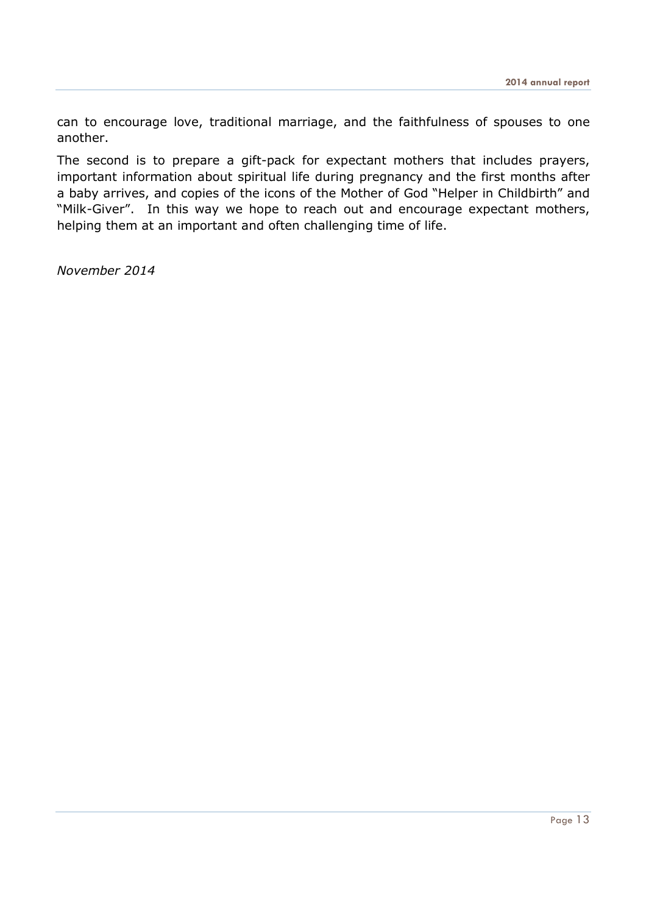can to encourage love, traditional marriage, and the faithfulness of spouses to one another.

The second is to prepare a gift-pack for expectant mothers that includes prayers, important information about spiritual life during pregnancy and the first months after a baby arrives, and copies of the icons of the Mother of God "Helper in Childbirth" and "Milk-Giver". In this way we hope to reach out and encourage expectant mothers, helping them at an important and often challenging time of life.

*November 2014*